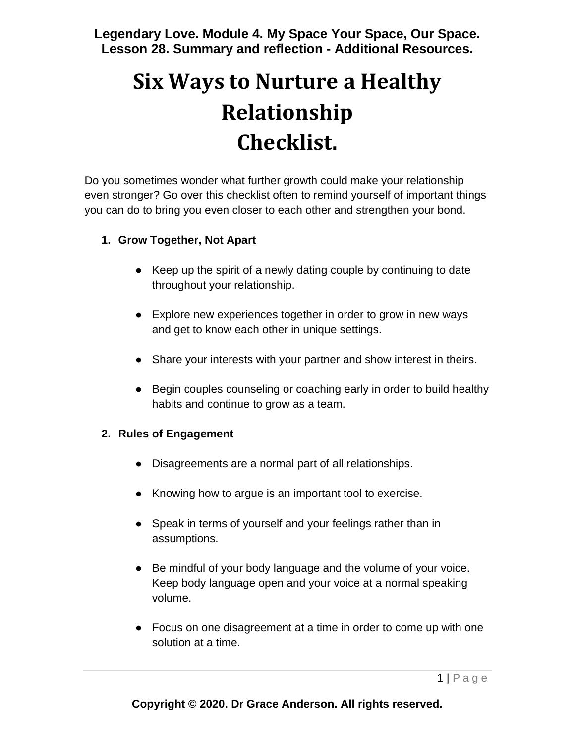**Legendary Love. Module 4. My Space Your Space, Our Space.**
**Lesson 28. Summary and reflection - Additional Resources.**

# Six Ways to Nurture a Healthy Relationship Checklist.

Do you sometimes wonder what further growth could make your relationship even stronger? Go over this checklist often to remind yourself of important things you can do to bring you even closer to each other and strengthen your bond.

1. **Grow Together, Not Apart**

    - Keep up the spirit of a newly dating couple by continuing to date throughout your relationship.
    - Explore new experiences together in order to grow in new ways and get to know each other in unique settings.
    - Share your interests with your partner and show interest in theirs.
    - Begin couples counseling or coaching early in order to build healthy habits and continue to grow as a team.

2. **Rules of Engagement**

    - Disagreements are a normal part of all relationships.
    - Knowing how to argue is an important tool to exercise.
    - Speak in terms of yourself and your feelings rather than in assumptions.
    - Be mindful of your body language and the volume of your voice. Keep body language open and your voice at a normal speaking volume.
    - Focus on one disagreement at a time in order to come up with one solution at a time.

**Copyright © 2020. Dr Grace Anderson. All rights reserved.**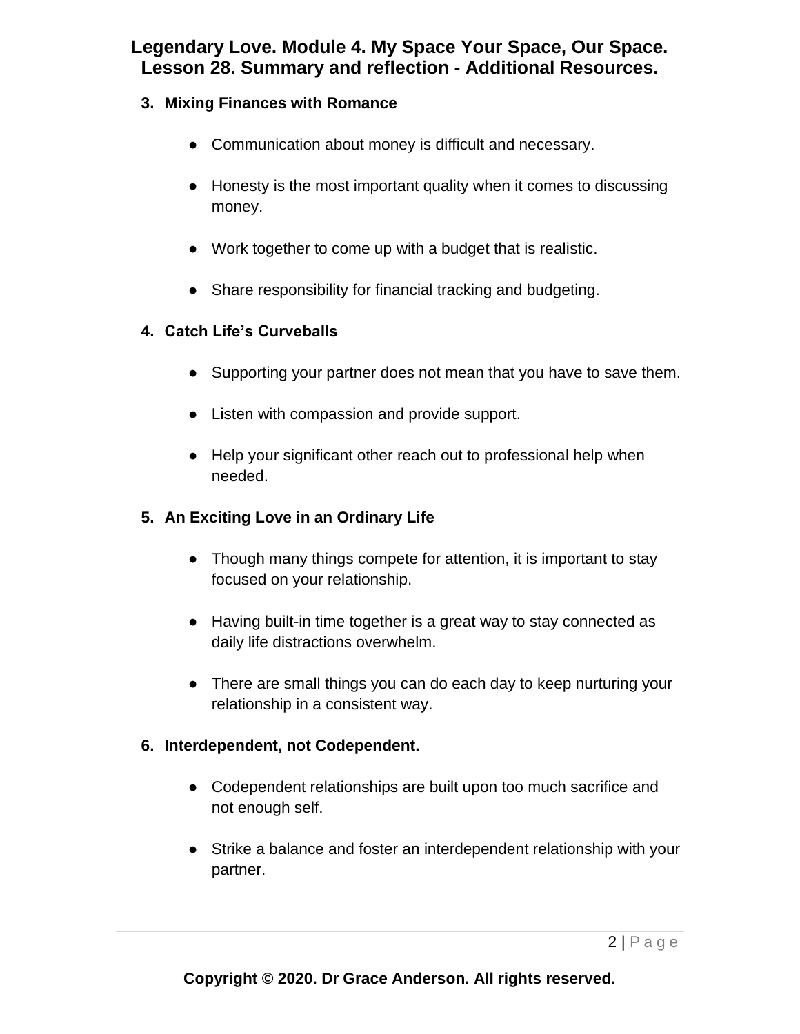3. **Mixing Finances with Romance**

    - Communication about money is difficult and necessary.
    - Honesty is the most important quality when it comes to discussing money.
    - Work together to come up with a budget that is realistic.
    - Share responsibility for financial tracking and budgeting.

4. **Catch Life's Curveballs**

    - Supporting your partner does not mean that you have to save them.
    - Listen with compassion and provide support.
    - Help your significant other reach out to professional help when needed.

5. **An Exciting Love in an Ordinary Life**

    - Though many things compete for attention, it is important to stay focused on your relationship.
    - Having built-in time together is a great way to stay connected as daily life distractions overwhelm.
    - There are small things you can do each day to keep nurturing your relationship in a consistent way.

6. **Interdependent, not Codependent.**

    - Codependent relationships are built upon too much sacrifice and not enough self.
    - Strike a balance and foster an interdependent relationship with your partner.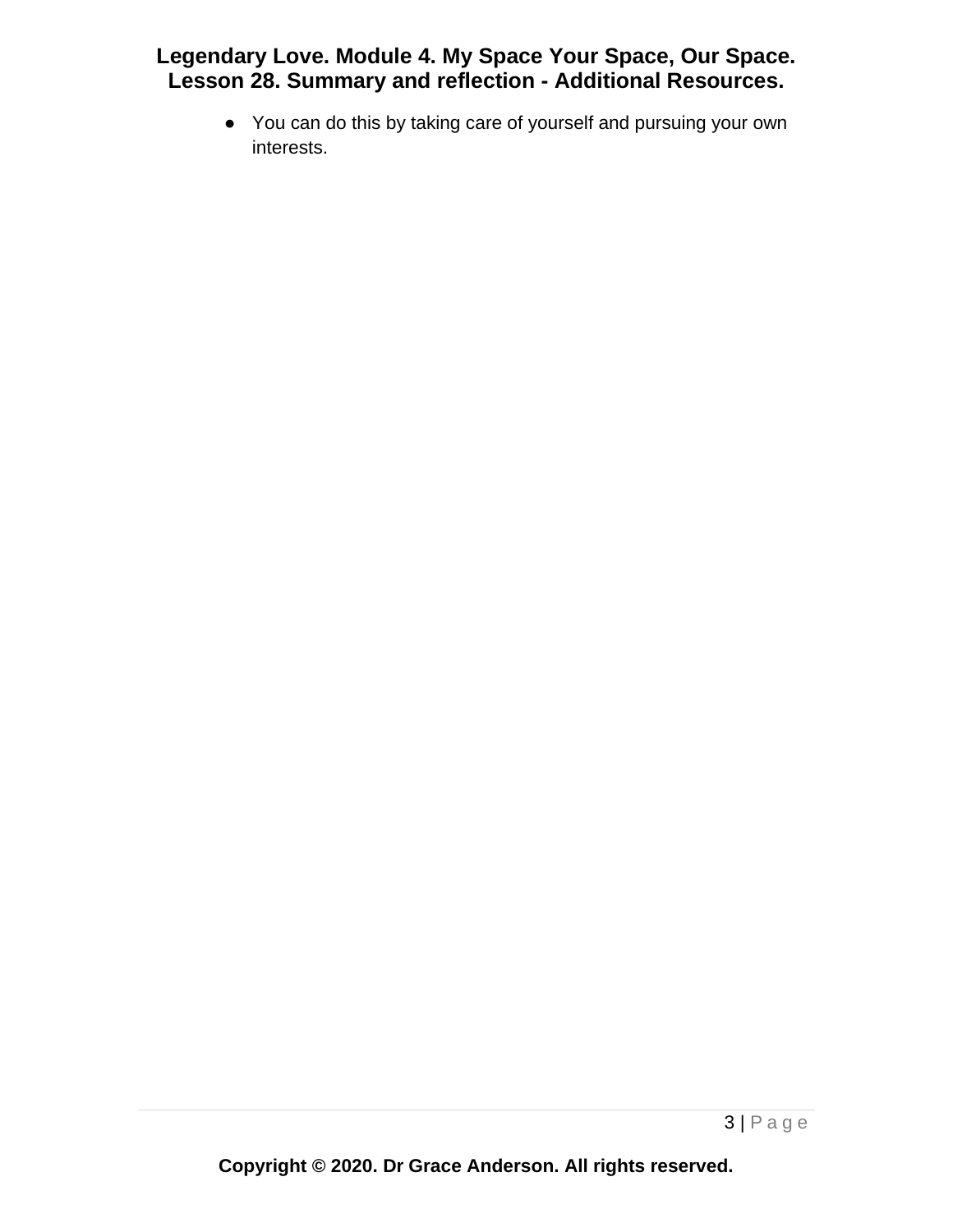- You can do this by taking care of yourself and pursuing your own interests.